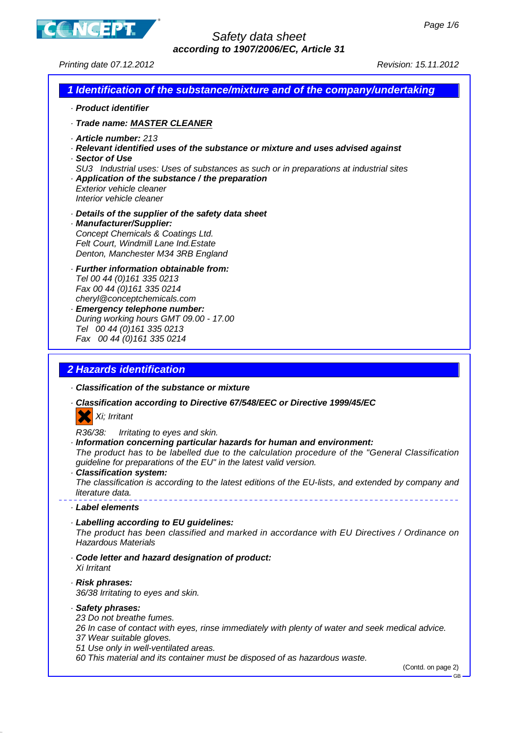# Safety data sheet

**according to 1907/2006/EC, Article 31**

Printing date 07.12.2012 Revision: 15.11.2012

## 1 Identification of the substance/mixture and of the company/undertaking

· **Product identifier**

· **Trade name: MASTER CLEANER**

· **Article number:** 213

· **Relevant identified uses of the substance or mixture and uses advised against**

· **Sector of Use**

SU3 Industrial uses: Uses of substances as such or in preparations at industrial sites

· **Application of the substance / the preparation**

Exterior vehicle cleaner
Interior vehicle cleaner

· **Details of the supplier of the safety data sheet**

· **Manufacturer/Supplier:**

Concept Chemicals & Coatings Ltd.
Felt Court, Windmill Lane Ind.Estate
Denton, Manchester M34 3RB England

· **Further information obtainable from:**

Tel 00 44 (0)161 335 0213
Fax 00 44 (0)161 335 0214
cheryl@conceptchemicals.com

· **Emergency telephone number:**

During working hours GMT 09.00 - 17.00
Tel 00 44 (0)161 335 0213
Fax 00 44 (0)161 335 0214

## 2 Hazards identification

· **Classification of the substance or mixture**

· **Classification according to Directive 67/548/EEC or Directive 1999/45/EC**

Xi; Irritant

R36/38: Irritating to eyes and skin.

· **Information concerning particular hazards for human and environment:**

The product has to be labelled due to the calculation procedure of the "General Classification guideline for preparations of the EU" in the latest valid version.

· **Classification system:**

The classification is according to the latest editions of the EU-lists, and extended by company and literature data.

· **Label elements**

· **Labelling according to EU guidelines:**

The product has been classified and marked in accordance with EU Directives / Ordinance on Hazardous Materials

· **Code letter and hazard designation of product:**

Xi Irritant

· **Risk phrases:**

36/38 Irritating to eyes and skin.

· **Safety phrases:**

23 Do not breathe fumes.
26 In case of contact with eyes, rinse immediately with plenty of water and seek medical advice.
37 Wear suitable gloves.
51 Use only in well-ventilated areas.
60 This material and its container must be disposed of as hazardous waste.

(Contd. on page 2)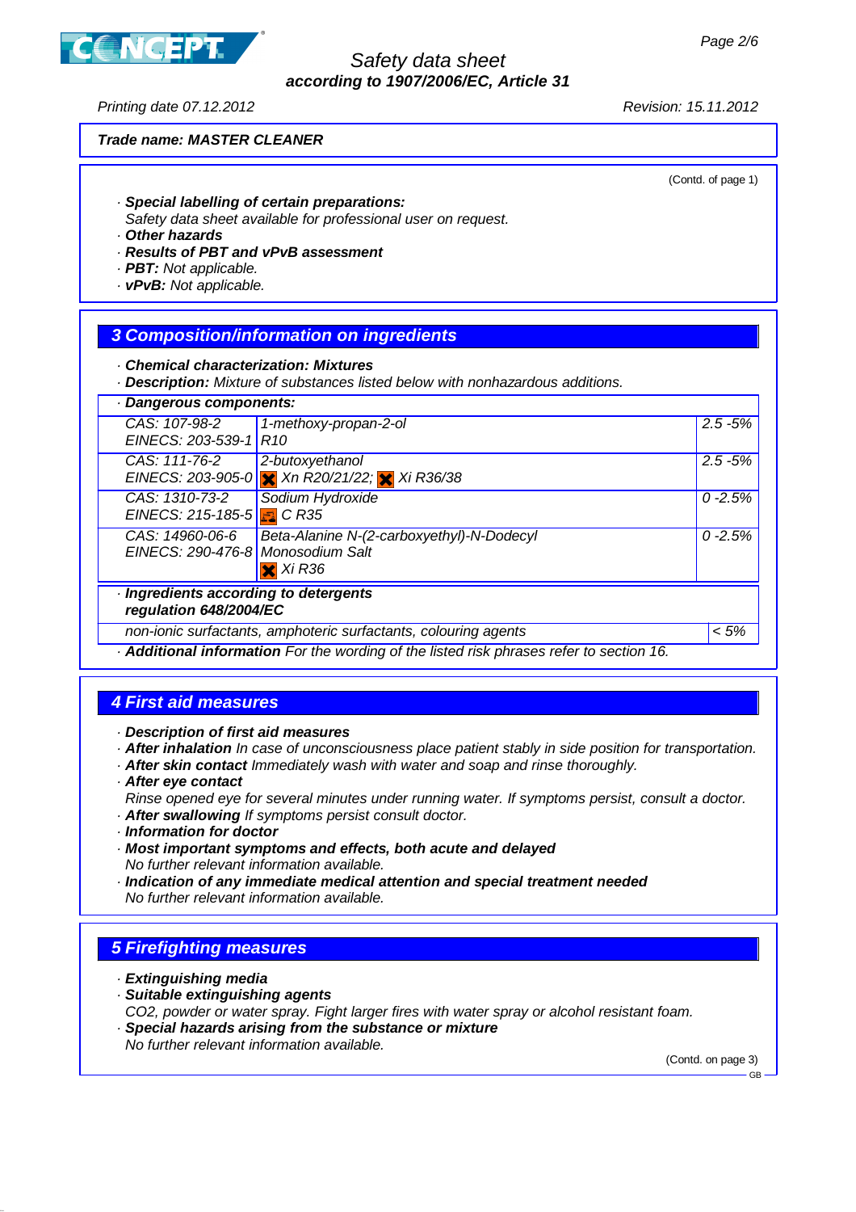Trade name: **MASTER CLEANER**

(Contd. of page 1)

· **Special labelling of certain preparations:**
Safety data sheet available for professional user on request.
· **Other hazards**
· **Results of PBT and vPvB assessment**
· **PBT:** Not applicable.
· **vPvB:** Not applicable.

## 3 Composition/information on ingredients

· **Chemical characterization: Mixtures**
· **Description:** Mixture of substances listed below with nonhazardous additions.

· **Dangerous components:**

| CAS / EINECS | Component | % |
|---|---|---|
| CAS: 107-98-2<br>EINECS: 203-539-1 | 1-methoxy-propan-2-ol<br>R10 | 2.5 -5% |
| CAS: 111-76-2<br>EINECS: 203-905-0 | 2-butoxyethanol<br>Xn R20/21/22; Xi R36/38 | 2.5 -5% |
| CAS: 1310-73-2<br>EINECS: 215-185-5 | Sodium Hydroxide<br>C R35 | 0 -2.5% |
| CAS: 14960-06-6<br>EINECS: 290-476-8 | Beta-Alanine N-(2-carboxyethyl)-N-Dodecyl Monosodium Salt<br>Xi R36 | 0 -2.5% |

· **Ingredients according to detergents regulation 648/2004/EC**

| | |
|---|---|
| non-ionic surfactants, amphoteric surfactants, colouring agents | < 5% |

· **Additional information** For the wording of the listed risk phrases refer to section 16.

## 4 First aid measures

· **Description of first aid measures**
· **After inhalation** In case of unconsciousness place patient stably in side position for transportation.
· **After skin contact** Immediately wash with water and soap and rinse thoroughly.
· **After eye contact**
Rinse opened eye for several minutes under running water. If symptoms persist, consult a doctor.
· **After swallowing** If symptoms persist consult doctor.
· **Information for doctor**
· **Most important symptoms and effects, both acute and delayed**
No further relevant information available.
· **Indication of any immediate medical attention and special treatment needed**
No further relevant information available.

## 5 Firefighting measures

· **Extinguishing media**
· **Suitable extinguishing agents**
CO2, powder or water spray. Fight larger fires with water spray or alcohol resistant foam.
· **Special hazards arising from the substance or mixture**
No further relevant information available.

(Contd. on page 3)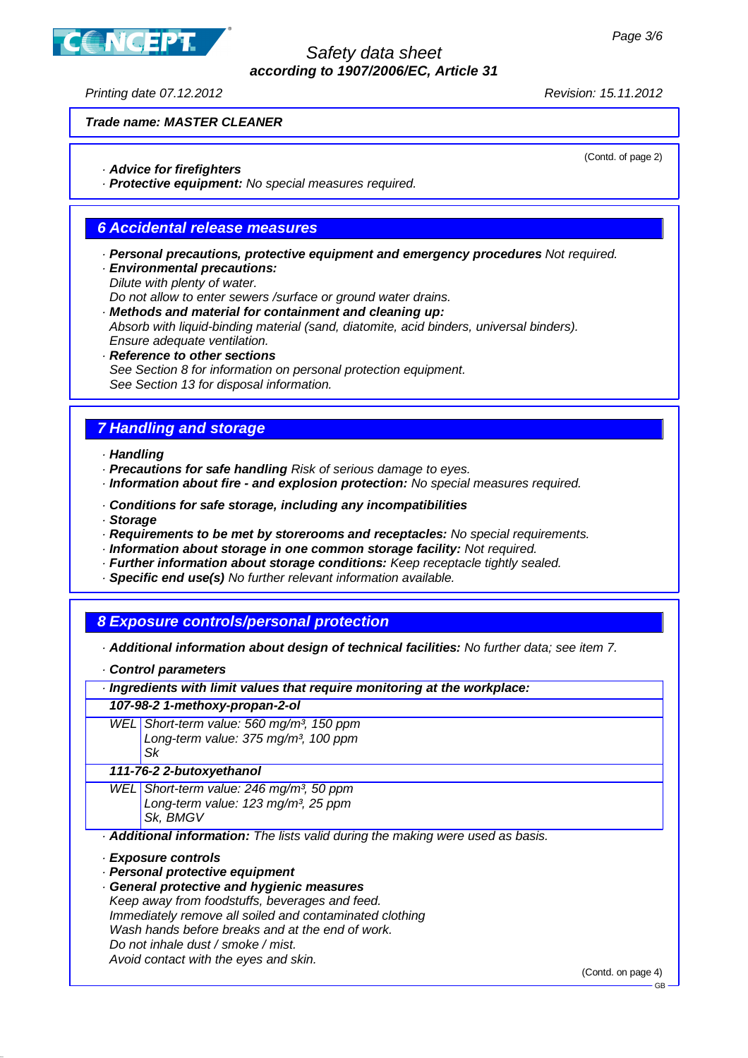**Trade name: MASTER CLEANER**

(Contd. of page 2)

· **Advice for firefighters**
· **Protective equipment:** No special measures required.

## 6 Accidental release measures

· **Personal precautions, protective equipment and emergency procedures** Not required.
· **Environmental precautions:**
Dilute with plenty of water.
Do not allow to enter sewers /surface or ground water drains.
· **Methods and material for containment and cleaning up:**
Absorb with liquid-binding material (sand, diatomite, acid binders, universal binders).
Ensure adequate ventilation.
· **Reference to other sections**
See Section 8 for information on personal protection equipment.
See Section 13 for disposal information.

## 7 Handling and storage

· **Handling**
· **Precautions for safe handling** Risk of serious damage to eyes.
· **Information about fire - and explosion protection:** No special measures required.

· **Conditions for safe storage, including any incompatibilities**
· **Storage**
· **Requirements to be met by storerooms and receptacles:** No special requirements.
· **Information about storage in one common storage facility:** Not required.
· **Further information about storage conditions:** Keep receptacle tightly sealed.
· **Specific end use(s)** No further relevant information available.

## 8 Exposure controls/personal protection

· **Additional information about design of technical facilities:** No further data; see item 7.

· **Control parameters**

| · **Ingredients with limit values that require monitoring at the workplace:** | |
|---|---|
| **107-98-2 1-methoxy-propan-2-ol** | |
| WEL | Short-term value: 560 mg/m³, 150 ppm<br>Long-term value: 375 mg/m³, 100 ppm<br>Sk |
| **111-76-2 2-butoxyethanol** | |
| WEL | Short-term value: 246 mg/m³, 50 ppm<br>Long-term value: 123 mg/m³, 25 ppm<br>Sk, BMGV |

· **Additional information:** The lists valid during the making were used as basis.

· **Exposure controls**
· **Personal protective equipment**
· **General protective and hygienic measures**
Keep away from foodstuffs, beverages and feed.
Immediately remove all soiled and contaminated clothing
Wash hands before breaks and at the end of work.
Do not inhale dust / smoke / mist.
Avoid contact with the eyes and skin.

(Contd. on page 4)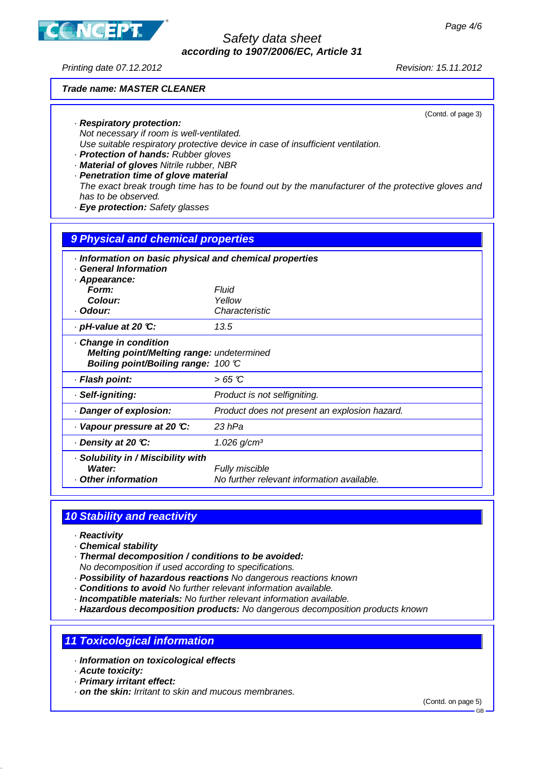**Trade name: MASTER CLEANER**

(Contd. of page 3)

· **Respiratory protection:**
Not necessary if room is well-ventilated.
Use suitable respiratory protective device in case of insufficient ventilation.
· **Protection of hands:** Rubber gloves
· **Material of gloves** Nitrile rubber, NBR
· **Penetration time of glove material**
The exact break trough time has to be found out by the manufacturer of the protective gloves and has to be observed.
· **Eye protection:** Safety glasses

## 9 Physical and chemical properties

· **Information on basic physical and chemical properties**
· **General Information**

| | |
|---|---|
| · **Appearance:** | |
| **Form:** | Fluid |
| **Colour:** | Yellow |
| · **Odour:** | Characteristic |
| · **pH-value at 20 °C:** | 13.5 |
| · **Change in condition** | |
| **Melting point/Melting range:** | undetermined |
| **Boiling point/Boiling range:** | 100 °C |
| · **Flash point:** | > 65 °C |
| · **Self-igniting:** | Product is not selfigniting. |
| · **Danger of explosion:** | Product does not present an explosion hazard. |
| · **Vapour pressure at 20 °C:** | 23 hPa |
| · **Density at 20 °C:** | 1.026 g/cm³ |
| · **Solubility in / Miscibility with** | |
| **Water:** | Fully miscible |
| · **Other information** | No further relevant information available. |

## 10 Stability and reactivity

· **Reactivity**
· **Chemical stability**
· **Thermal decomposition / conditions to be avoided:**
No decomposition if used according to specifications.
· **Possibility of hazardous reactions** No dangerous reactions known
· **Conditions to avoid** No further relevant information available.
· **Incompatible materials:** No further relevant information available.
· **Hazardous decomposition products:** No dangerous decomposition products known

## 11 Toxicological information

· **Information on toxicological effects**
· **Acute toxicity:**
· **Primary irritant effect:**
· **on the skin:** Irritant to skin and mucous membranes.

(Contd. on page 5)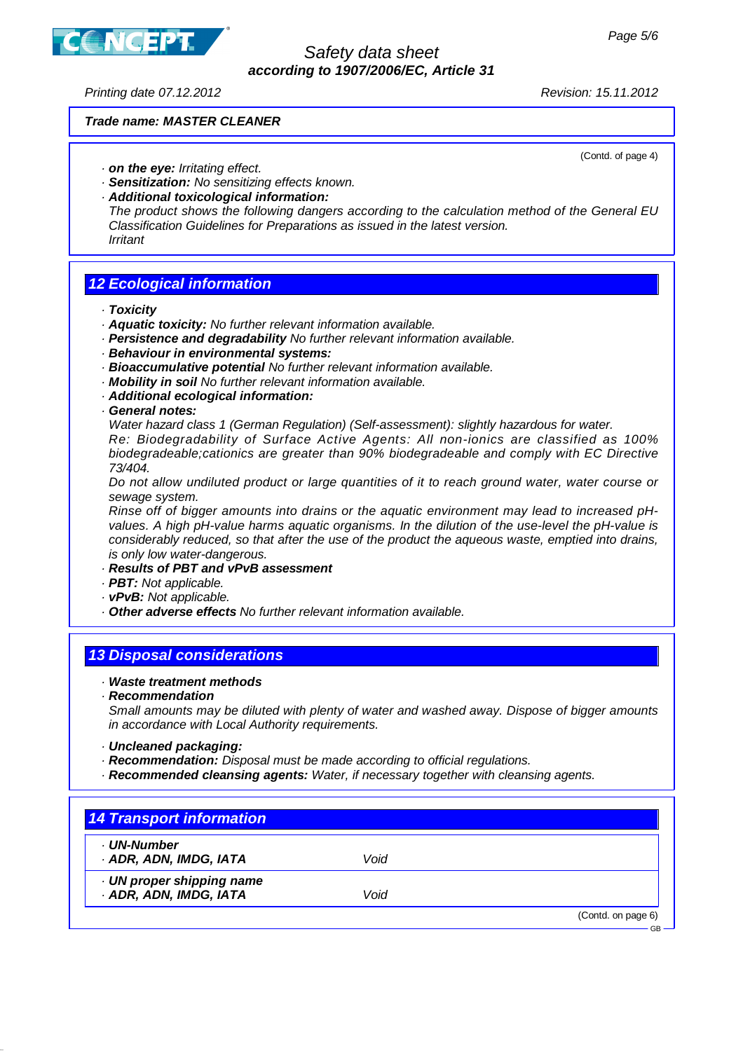(Contd. of page 4)

- **on the eye:** Irritating effect.
- **Sensitization:** No sensitizing effects known.
- **Additional toxicological information:**
  The product shows the following dangers according to the calculation method of the General EU Classification Guidelines for Preparations as issued in the latest version.
  Irritant

## 12 Ecological information

- **Toxicity**
- **Aquatic toxicity:** No further relevant information available.
- **Persistence and degradability** No further relevant information available.
- **Behaviour in environmental systems:**
- **Bioaccumulative potential** No further relevant information available.
- **Mobility in soil** No further relevant information available.
- **Additional ecological information:**
- **General notes:**
  Water hazard class 1 (German Regulation) (Self-assessment): slightly hazardous for water.
  Re: Biodegradability of Surface Active Agents: All non-ionics are classified as 100% biodegradeable;cationics are greater than 90% biodegradeable and comply with EC Directive 73/404.
  Do not allow undiluted product or large quantities of it to reach ground water, water course or sewage system.
  Rinse off of bigger amounts into drains or the aquatic environment may lead to increased pH-values. A high pH-value harms aquatic organisms. In the dilution of the use-level the pH-value is considerably reduced, so that after the use of the product the aqueous waste, emptied into drains, is only low water-dangerous.
- **Results of PBT and vPvB assessment**
- **PBT:** Not applicable.
- **vPvB:** Not applicable.
- **Other adverse effects** No further relevant information available.

## 13 Disposal considerations

- **Waste treatment methods**
- **Recommendation**
  Small amounts may be diluted with plenty of water and washed away. Dispose of bigger amounts in accordance with Local Authority requirements.

- **Uncleaned packaging:**
- **Recommendation:** Disposal must be made according to official regulations.
- **Recommended cleansing agents:** Water, if necessary together with cleansing agents.

## 14 Transport information

| | |
|---|---|
| **· UN-Number**<br>**· ADR, ADN, IMDG, IATA** | Void |
| **· UN proper shipping name**<br>**· ADR, ADN, IMDG, IATA** | Void |

(Contd. on page 6)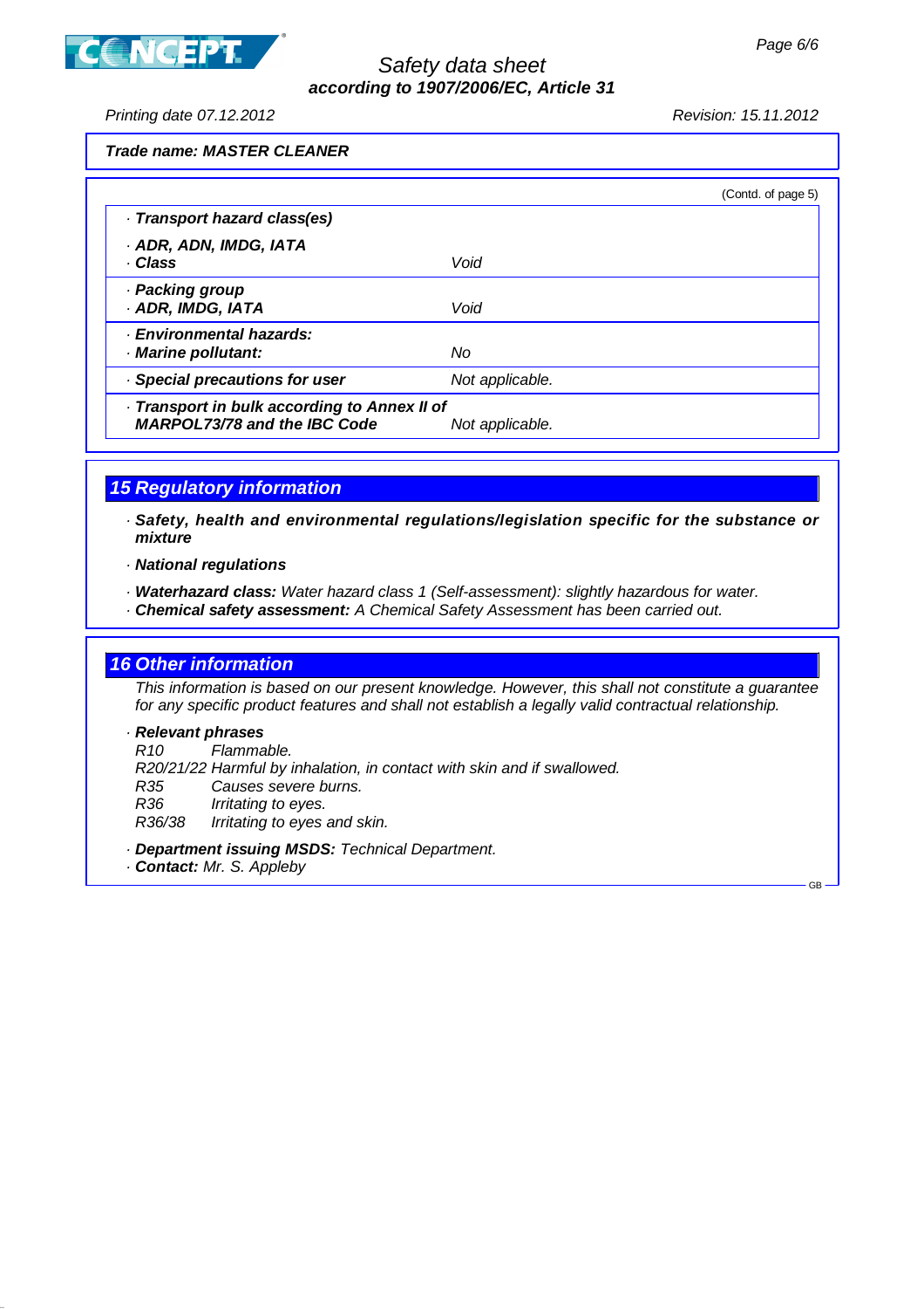**Trade name: MASTER CLEANER**

(Contd. of page 5)

| | |
|---|---|
| · **Transport hazard class(es)** | |
| · **ADR, ADN, IMDG, IATA** · **Class** | *Void* |
| · **Packing group** · **ADR, IMDG, IATA** | *Void* |
| · **Environmental hazards:** · **Marine pollutant:** | *No* |
| · **Special precautions for user** | *Not applicable.* |
| · **Transport in bulk according to Annex II of MARPOL73/78 and the IBC Code** | *Not applicable.* |

## 15 Regulatory information

· **Safety, health and environmental regulations/legislation specific for the substance or mixture**

· **National regulations**

· **Waterhazard class:** *Water hazard class 1 (Self-assessment): slightly hazardous for water.*
· **Chemical safety assessment:** *A Chemical Safety Assessment has been carried out.*

## 16 Other information

*This information is based on our present knowledge. However, this shall not constitute a guarantee for any specific product features and shall not establish a legally valid contractual relationship.*

· **Relevant phrases**

*R10 Flammable.*
*R20/21/22 Harmful by inhalation, in contact with skin and if swallowed.*
*R35 Causes severe burns.*
*R36 Irritating to eyes.*
*R36/38 Irritating to eyes and skin.*

· **Department issuing MSDS:** *Technical Department.*
· **Contact:** *Mr. S. Appleby*